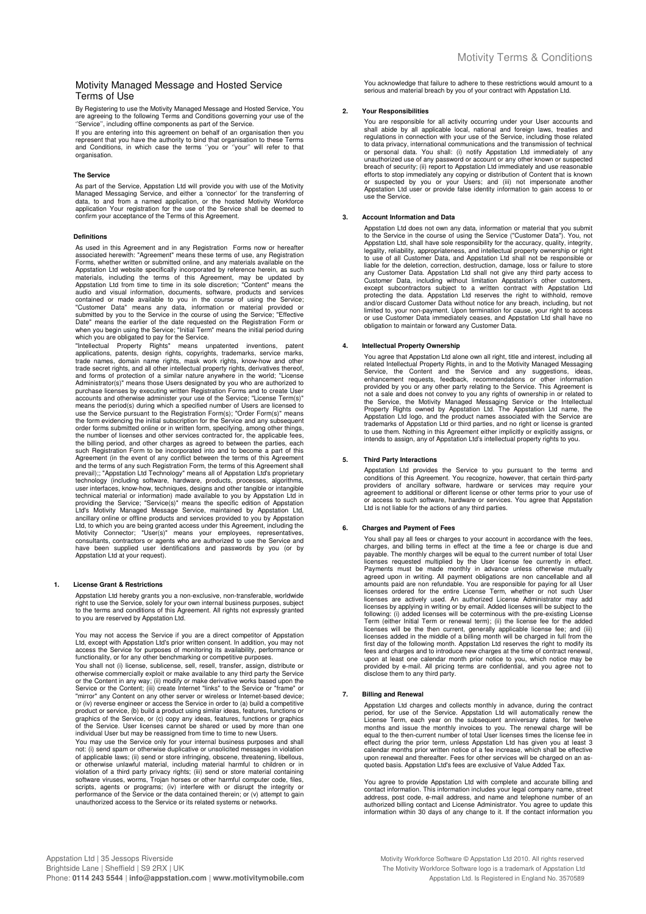# Motivity Managed Message and Hosted Service Terms of Use

By Registering to use the Motivity Managed Message and Hosted Service, You are agreeing to the following Terms and Conditions governing your use of the ''Service'', including offline components as part of the Service.

If you are entering into this agreement on behalf of an organisation then you represent that you have the authority to bind that organisation to these Terms and Conditions, in which case the terms ''you or ''your'' will refer to that organisation.

### The Service

As part of the Service, Appstation Ltd will provide you with use of the Motivity Managed Messaging Service, and either a 'connector' for the transferring of data, to and from a named application, or the hosted Motivity Workforce application Your registration for the use of the Service shall be deemed to confirm your acceptance of the Terms of this Agreement.

### Definitions

As used in this Agreement and in any Registration Forms now or hereafter associated herewith: "Agreement" means these terms of use, any Registration Forms, whether written or submitted online, and any materials available on the Appstation Ltd website specifically incorporated by reference herein, as such materials, including the terms of this Agreement, may be updated by Appstation Ltd from time to time in its sole discretion; "Content" means the audio and visual information, documents, software, products and services contained or made available to you in the course of using the Service; "Customer Data" means any data, information or material provided or submitted by you to the Service in the course of using the Service; "Effective Date" means the earlier of the date requested on the Registration Form or when you begin using the Service; "Initial Term" means the initial period during which you are obligated to pay for the Service.

"Intellectual Property Rights" means unpatented inventions, patent applications, patents, design rights, copyrights, trademarks, service marks, trade names, domain name rights, mask work rights, know-how and other trade secret rights, and all other intellectual property rights, derivatives thereof, and forms of protection of a similar nature anywhere in the world; "License Administrator(s)" means those Users designated by you who are authorized to purchase licenses by executing written Registration Forms and to create User accounts and otherwise administer your use of the Service; "License Term(s)" means the period(s) during which a specified number of Users are licensed to use the Service pursuant to the Registration Form(s); "Order Form(s)" means the form evidencing the initial subscription for the Service and any subsequent order forms submitted online or in written form, specifying, among other things, the number of licenses and other services contracted for, the applicable fees, the billing period, and other charges as agreed to between the parties, each such Registration Form to be incorporated into and to become a part of this Agreement (in the event of any conflict between the terms of this Agreement and the terms of any such Registration Form, the terms of this Agreement shall prevail);; "Appstation Ltd Technology" means all of Appstation Ltd's proprietary technology (including software, hardware, products, processes, algorithms, user interfaces, know-how, techniques, designs and other tangible or intangible technical material or information) made available to you by Appstation Ltd in providing the Service; "Service(s)" means the specific edition of Appstation Ltd's Motivity Managed Message Service, maintained by Appstation Ltd, ancillary online or offline products and services provided to you by Appstation Ltd, to which you are being granted access under this Agreement, including the Motivity Connector; "User(s)" means your employees, representatives, consultants, contractors or agents who are authorized to use the Service and have been supplied user identifications and passwords by you (or by Appstation Ltd at your request).

### 1. License Grant & Restrictions

Appstation Ltd hereby grants you a non-exclusive, non-transferable, worldwide right to use the Service, solely for your own internal business purposes, subject to the terms and conditions of this Agreement. All rights not expressly granted to you are reserved by Appstation Ltd.

You may not access the Service if you are a direct competitor of Appstation Ltd, except with Appstation Ltd's prior written consent. In addition, you may not access the Service for purposes of monitoring its availability, performance or functionality, or for any other benchmarking or competitive purposes.

You shall not (i) license, sublicense, sell, resell, transfer, assign, distribute or otherwise commercially exploit or make available to any third party the Service or the Content in any way; (ii) modify or make derivative works based upon the Service or the Content; (iii) create Internet "links" to the Service or "frame" or "mirror" any Content on any other server or wireless or Internet-based device; or (iv) reverse engineer or access the Service in order to (a) build a competitive product or service, (b) build a product using similar ideas, features, functions or graphics of the Service, or (c) copy any ideas, features, functions or graphics of the Service. User licenses cannot be shared or used by more than one individual User but may be reassigned from time to time to new Users.

You may use the Service only for your internal business purposes and shall not: (i) send spam or otherwise duplicative or unsolicited messages in violation of applicable laws; (ii) send or store infringing, obscene, threatening, libellous, or otherwise unlawful material, including material harmful to children or in violation of a third party privacy rights; (iii) send or store material containing software viruses, worms, Trojan horses or other harmful computer code, files, scripts, agents or programs; (iv) interfere with or disrupt the integrity or performance of the Service or the data contained therein; or (v) attempt to gain unauthorized access to the Service or its related systems or networks.

You acknowledge that failure to adhere to these restrictions would amount to a serious and material breach by you of your contract with Appstation Ltd.

### 2. Your Responsibilities

You are responsible for all activity occurring under your User accounts and shall abide by all applicable local, national and foreign laws, treaties and regulations in connection with your use of the Service, including those related to data privacy, international communications and the transmission of technical or personal data. You shall: (i) notify Appstation Ltd immediately of any unauthorized use of any password or account or any other known or suspected breach of security; (ii) report to Appstation Ltd immediately and use reasonable efforts to stop immediately any copying or distribution of Content that is known or suspected by you or your Users; and (iii) not impersonate another Appstation Ltd user or provide false identity information to gain access to or use the Service.

### 3. Account Information and Data

Appstation Ltd does not own any data, information or material that you submit to the Service in the course of using the Service ("Customer Data"). You, not Appstation Ltd, shall have sole responsibility for the accuracy, quality, integrity, legality, reliability, appropriateness, and intellectual property ownership or right to use of all Customer Data, and Appstation Ltd shall not be responsible or liable for the deletion, correction, destruction, damage, loss or failure to store any Customer Data. Appstation Ltd shall not give any third party access to Customer Data, including without limitation Appstation's other customers, except subcontractors subject to a written contract with Appstation Ltd protecting the data. Appstation Ltd reserves the right to withhold, remove and/or discard Customer Data without notice for any breach, including, but not limited to, your non-payment. Upon termination for cause, your right to access or use Customer Data immediately ceases, and Appstation Ltd shall have no obligation to maintain or forward any Customer Data.

### 4. Intellectual Property Ownership

You agree that Appstation Ltd alone own all right, title and interest, including all related Intellectual Property Rights, in and to the Motivity Managed Messaging Service, the Content and the Service and any suggestions, ideas, enhancement requests, feedback, recommendations or other information provided by you or any other party relating to the Service. This Agreement is not a sale and does not convey to you any rights of ownership in or related to the Service, the Motivity Managed Messaging Service or the Intellectual Property Rights owned by Appstation Ltd. The Appstation Ltd name, the Appstation Ltd logo, and the product names associated with the Service are trademarks of Appstation Ltd or third parties, and no right or license is granted to use them. Nothing in this Agreement either implicitly or explicitly assigns, or intends to assign, any of Appstation Ltd's intellectual property rights to you.

### 5. Third Party Interactions

Appstation Ltd provides the Service to you pursuant to the terms and conditions of this Agreement. You recognize, however, that certain third-party providers of ancillary software, hardware or services may require your agreement to additional or different license or other terms prior to your use of or access to such software, hardware or services. You agree that Appstation Ltd is not liable for the actions of any third parties.

### 6. Charges and Payment of Fees

You shall pay all fees or charges to your account in accordance with the fees, charges, and billing terms in effect at the time a fee or charge is due and payable. The monthly charges will be equal to the current number of total User licenses requested multiplied by the User license fee currently in effect. Payments must be made monthly in advance unless otherwise mutually agreed upon in writing. All payment obligations are non cancellable and all amounts paid are non refundable. You are responsible for paying for all User licenses ordered for the entire License Term, whether or not such User licenses are actively used. An authorized License Administrator may add licenses by applying in writing or by email. Added licenses will be subject to the following: (i) added licenses will be coterminous with the pre-existing License Term (either Initial Term or renewal term); (ii) the license fee for the added licenses will be the then current, generally applicable license fee; and (iii) licenses added in the middle of a billing month will be charged in full from the first day of the following month. Appstation Ltd reserves the right to modify its fees and charges and to introduce new charges at the time of contract renewal, upon at least one calendar month prior notice to you, which notice may be provided by e-mail. All pricing terms are confidential, and you agree not to disclose them to any third party.

### 7. Billing and Renewal

Appstation Ltd charges and collects monthly in advance, during the contract period, for use of the Service. Appstation Ltd will automatically renew the License Term, each year on the subsequent anniversary dates, for twelve months and issue the monthly invoices to you. The renewal charge will be equal to the then-current number of total User licenses times the license fee in effect during the prior term, unless Appstation Ltd has given you at least 3 calendar months prior written notice of a fee increase, which shall be effective upon renewal and thereafter. Fees for other services will be charged on an as-quoted basis. Appstation Ltd's fees are exclusive of Value Added Tax.

You agree to provide Appstation Ltd with complete and accurate billing and contact information. This information includes your legal company name, street address, post code, e-mail address, and name and telephone number of an authorized billing contact and License Administrator. You agree to update this information within 30 days of any change to it. If the contact information you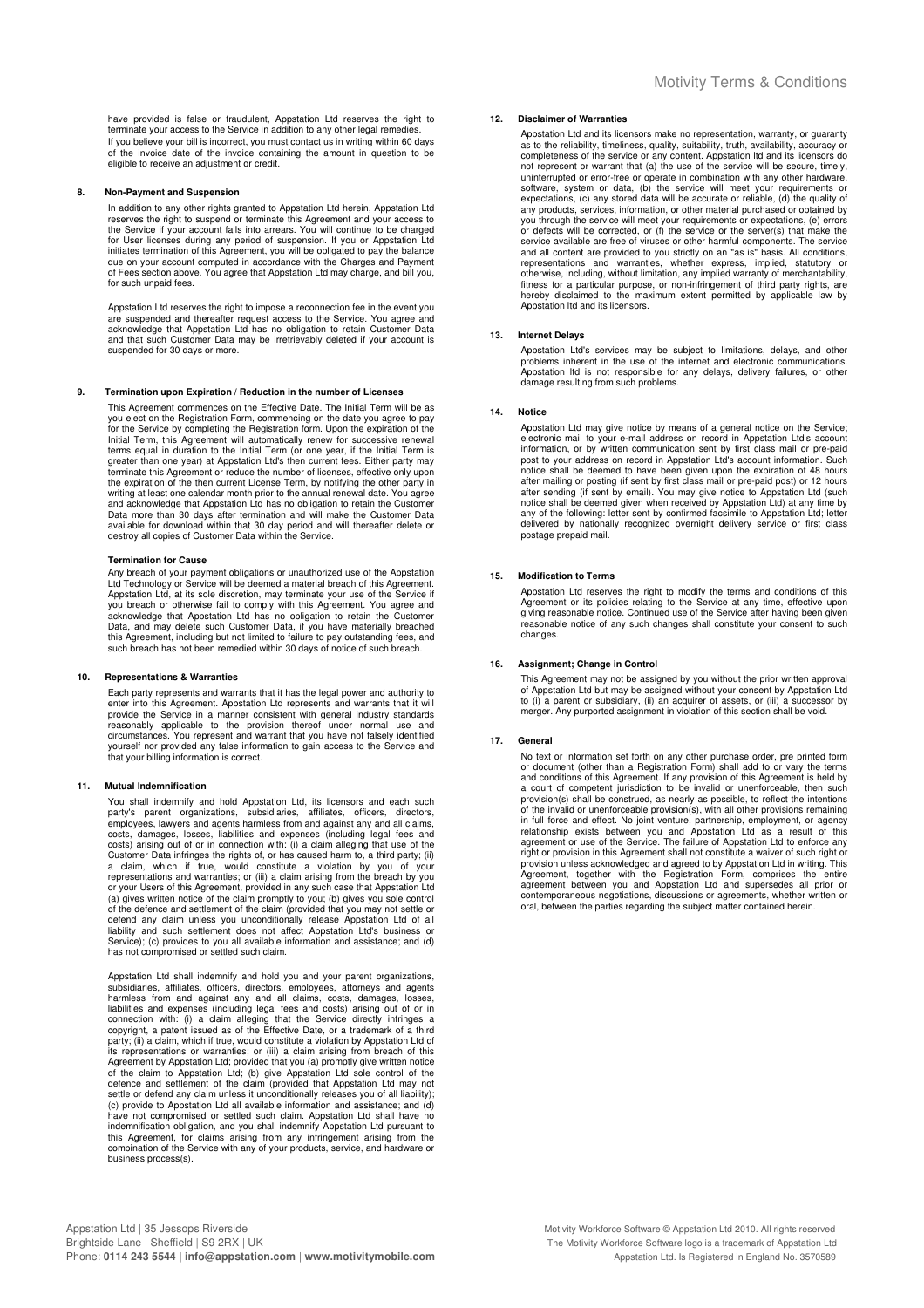have provided is false or fraudulent, Appstation Ltd reserves the right to terminate your access to the Service in addition to any other legal remedies.

If you believe your bill is incorrect, you must contact us in writing within 60 days of the invoice date of the invoice containing the amount in question to be eligible to receive an adjustment or credit.

#### 8. Non-Payment and Suspension

In addition to any other rights granted to Appstation Ltd herein, Appstation Ltd reserves the right to suspend or terminate this Agreement and your access to the Service if your account falls into arrears. You will continue to be charged for User licenses during any period of suspension. If you or Appstation Ltd initiates termination of this Agreement, you will be obligated to pay the balance due on your account computed in accordance with the Charges and Payment of Fees section above. You agree that Appstation Ltd may charge, and bill you, for such unpaid fees.

Appstation Ltd reserves the right to impose a reconnection fee in the event you are suspended and thereafter request access to the Service. You agree and acknowledge that Appstation Ltd has no obligation to retain Customer Data and that such Customer Data may be irretrievably deleted if your account is suspended for 30 days or more.

#### 9. Termination upon Expiration / Reduction in the number of Licenses

This Agreement commences on the Effective Date. The Initial Term will be as you elect on the Registration Form, commencing on the date you agree to pay for the Service by completing the Registration form. Upon the expiration of the Initial Term, this Agreement will automatically renew for successive renewal terms equal in duration to the Initial Term (or one year, if the Initial Term is greater than one year) at Appstation Ltd's then current fees. Either party may terminate this Agreement or reduce the number of licenses, effective only upon the expiration of the then current License Term, by notifying the other party in writing at least one calendar month prior to the annual renewal date. You agree and acknowledge that Appstation Ltd has no obligation to retain the Customer Data more than 30 days after termination and will make the Customer Data available for download within that 30 day period and will thereafter delete or destroy all copies of Customer Data within the Service.

**Termination for Cause**

Any breach of your payment obligations or unauthorized use of the Appstation Ltd Technology or Service will be deemed a material breach of this Agreement. Appstation Ltd, at its sole discretion, may terminate your use of the Service if you breach or otherwise fail to comply with this Agreement. You agree and acknowledge that Appstation Ltd has no obligation to retain the Customer Data, and may delete such Customer Data, if you have materially breached this Agreement, including but not limited to failure to pay outstanding fees, and such breach has not been remedied within 30 days of notice of such breach.

#### 10. Representations & Warranties

Each party represents and warrants that it has the legal power and authority to enter into this Agreement. Appstation Ltd represents and warrants that it will provide the Service in a manner consistent with general industry standards reasonably applicable to the provision thereof under normal use and circumstances. You represent and warrant that you have not falsely identified yourself nor provided any false information to gain access to the Service and that your billing information is correct.

#### 11. Mutual Indemnification

You shall indemnify and hold Appstation Ltd, its licensors and each such party's parent organizations, subsidiaries, affiliates, officers, directors, employees, lawyers and agents harmless from and against any and all claims, costs, damages, losses, liabilities and expenses (including legal fees and costs) arising out of or in connection with: (i) a claim alleging that use of the Customer Data infringes the rights of, or has caused harm to, a third party; (ii) a claim, which if true, would constitute a violation by you of your representations and warranties; or (iii) a claim arising from the breach by you or your Users of this Agreement, provided in any such case that Appstation Ltd (a) gives written notice of the claim promptly to you; (b) gives you sole control of the defence and settlement of the claim (provided that you may not settle or defend any claim unless you unconditionally release Appstation Ltd of all liability and such settlement does not affect Appstation Ltd's business or Service); (c) provides to you all available information and assistance; and (d) has not compromised or settled such claim.

Appstation Ltd shall indemnify and hold you and your parent organizations, subsidiaries, affiliates, officers, directors, employees, attorneys and agents harmless from and against any and all claims, costs, damages, losses, liabilities and expenses (including legal fees and costs) arising out of or in connection with: (i) a claim alleging that the Service directly infringes a copyright, a patent issued as of the Effective Date, or a trademark of a third party; (ii) a claim, which if true, would constitute a violation by Appstation Ltd of its representations or warranties; or (iii) a claim arising from breach of this Agreement by Appstation Ltd; provided that you (a) promptly give written notice of the claim to Appstation Ltd; (b) give Appstation Ltd sole control of the defence and settlement of the claim (provided that Appstation Ltd may not settle or defend any claim unless it unconditionally releases you of all liability); (c) provide to Appstation Ltd all available information and assistance; and (d) have not compromised or settled such claim. Appstation Ltd shall have no indemnification obligation, and you shall indemnify Appstation Ltd pursuant to this Agreement, for claims arising from any infringement arising from the combination of the Service with any of your products, service, and hardware or business process(s).

#### 12. Disclaimer of Warranties

Appstation Ltd and its licensors make no representation, warranty, or guaranty as to the reliability, timeliness, quality, suitability, truth, availability, accuracy or completeness of the service or any content. Appstation Ltd and its licensors do not represent or warrant that (a) the use of the service will be secure, timely, uninterrupted or error-free or operate in combination with any other hardware, software, system or data, (b) the service will meet your requirements or expectations, (c) any stored data will be accurate or reliable, (d) the quality of any products, services, information, or other material purchased or obtained by you through the service will meet your requirements or expectations, (e) errors or defects will be corrected, or (f) the service or the server(s) that make the service available are free of viruses or other harmful components. The service and all content are provided to you strictly on an "as is" basis. All conditions, representations and warranties, whether express, implied, statutory or otherwise, including, without limitation, any implied warranty of merchantability, fitness for a particular purpose, or non-infringement of third party rights, are hereby disclaimed to the maximum extent permitted by applicable law by Appstation ltd and its licensors.

#### 13. Internet Delays

Appstation Ltd's services may be subject to limitations, delays, and other problems inherent in the use of the internet and electronic communications. Appstation ltd is not responsible for any delays, delivery failures, or other damage resulting from such problems.

#### 14. Notice

Appstation Ltd may give notice by means of a general notice on the Service; electronic mail to your e-mail address on record in Appstation Ltd's account information, or by written communication sent by first class mail or pre-paid post to your address on record in Appstation Ltd's account information. Such notice shall be deemed to have been given upon the expiration of 48 hours after mailing or posting (if sent by first class mail or pre-paid post) or 12 hours after sending (if sent by email). You may give notice to Appstation Ltd (such notice shall be deemed given when received by Appstation Ltd) at any time by any of the following: letter sent by confirmed facsimile to Appstation Ltd; letter delivered by nationally recognized overnight delivery service or first class postage prepaid mail.

#### 15. Modification to Terms

Appstation Ltd reserves the right to modify the terms and conditions of this Agreement or its policies relating to the Service at any time, effective upon giving reasonable notice. Continued use of the Service after having been given reasonable notice of any such changes shall constitute your consent to such changes.

#### 16. Assignment; Change in Control

This Agreement may not be assigned by you without the prior written approval of Appstation Ltd but may be assigned without your consent by Appstation Ltd to (i) a parent or subsidiary, (ii) an acquirer of assets, or (iii) a successor by merger. Any purported assignment in violation of this section shall be void.

#### 17. General

No text or information set forth on any other purchase order, pre printed form or document (other than a Registration Form) shall add to or vary the terms and conditions of this Agreement. If any provision of this Agreement is held by a court of competent jurisdiction to be invalid or unenforceable, then such provision(s) shall be construed, as nearly as possible, to reflect the intentions of the invalid or unenforceable provision(s), with all other provisions remaining in full force and effect. No joint venture, partnership, employment, or agency relationship exists between you and Appstation Ltd as a result of this agreement or use of the Service. The failure of Appstation Ltd to enforce any right or provision in this Agreement shall not constitute a waiver of such right or provision unless acknowledged and agreed to by Appstation Ltd in writing. This Agreement, together with the Registration Form, comprises the entire agreement between you and Appstation Ltd and supersedes all prior or contemporaneous negotiations, discussions or agreements, whether written or oral, between the parties regarding the subject matter contained herein.